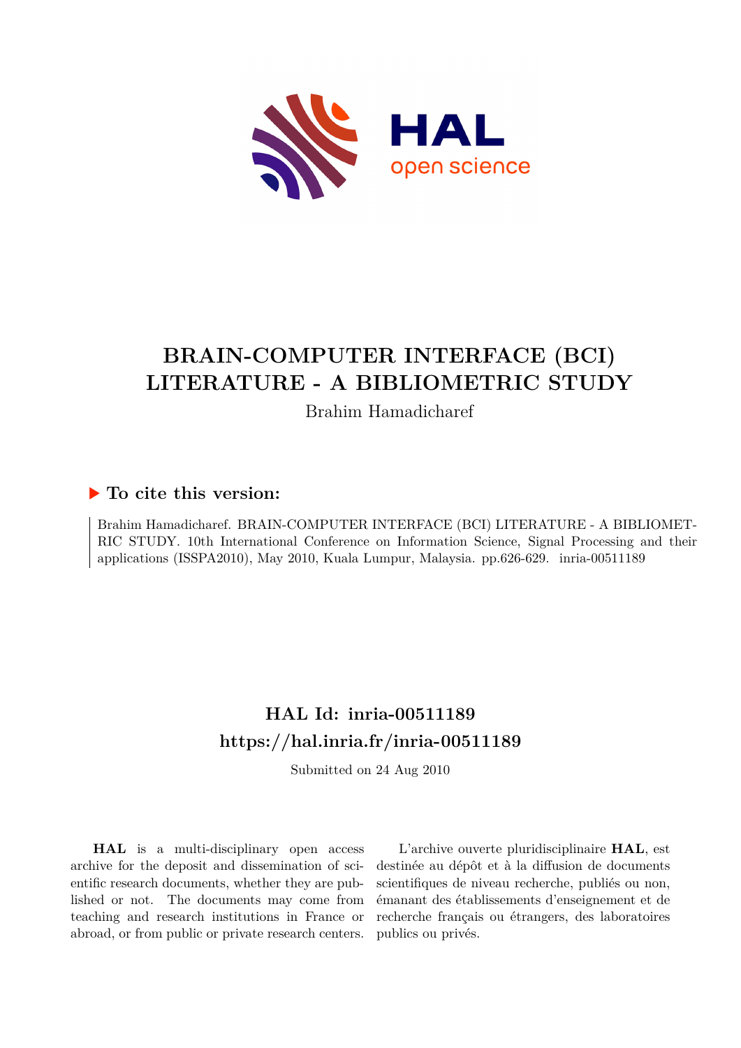# BRAIN-COMPUTER INTERFACE (BCI) LITERATURE - A BIBLIOMETRIC STUDY

Brahim Hamadicharef

## ▶ To cite this version:

Brahim Hamadicharef. BRAIN-COMPUTER INTERFACE (BCI) LITERATURE - A BIBLIOMETRIC STUDY. 10th International Conference on Information Science, Signal Processing and their applications (ISSPA2010), May 2010, Kuala Lumpur, Malaysia. pp.626-629. inria-00511189

## HAL Id: inria-00511189
## https://hal.inria.fr/inria-00511189

Submitted on 24 Aug 2010

**HAL** is a multi-disciplinary open access archive for the deposit and dissemination of scientific research documents, whether they are published or not. The documents may come from teaching and research institutions in France or abroad, or from public or private research centers.

L'archive ouverte pluridisciplinaire **HAL**, est destinée au dépôt et à la diffusion de documents scientifiques de niveau recherche, publiés ou non, émanant des établissements d'enseignement et de recherche français ou étrangers, des laboratoires publics ou privés.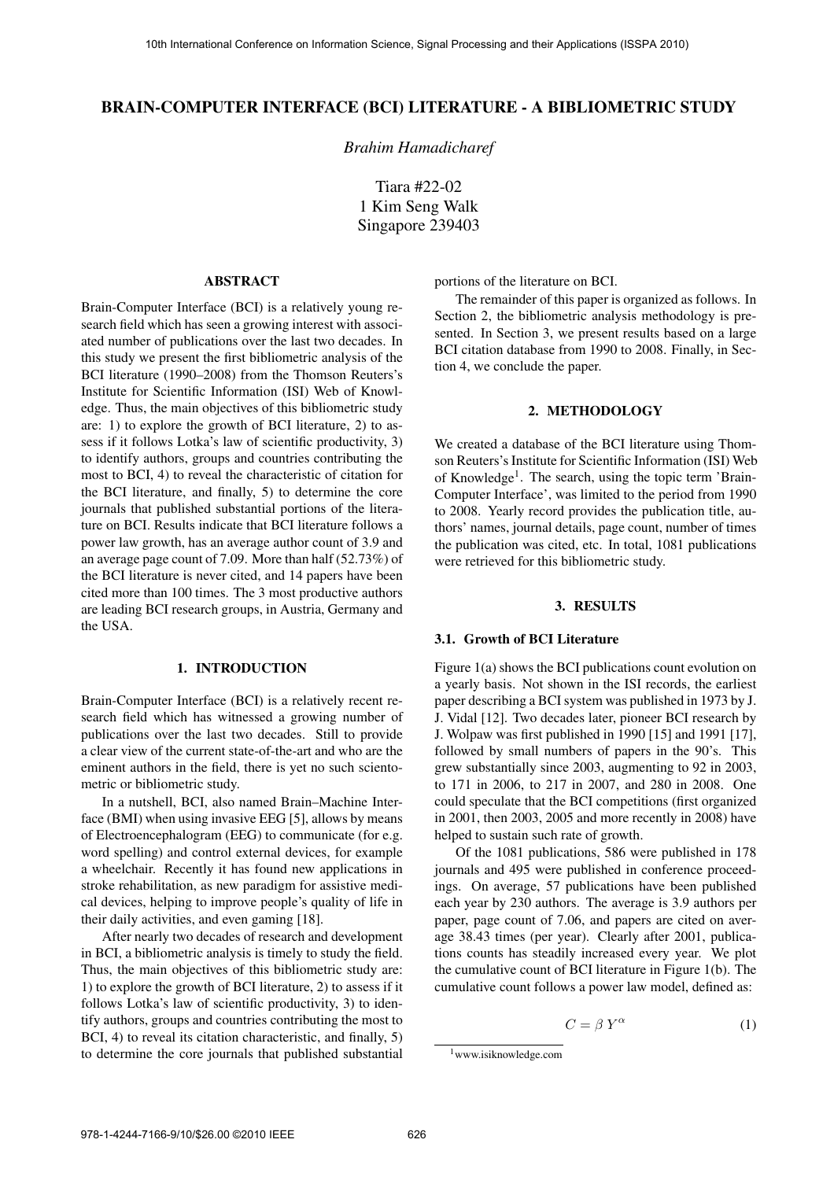## BRAIN-COMPUTER INTERFACE (BCI) LITERATURE - A BIBLIOMETRIC STUDY

*Brahim Hamadicharef*

Tiara #22-02
1 Kim Seng Walk
Singapore 239403

### ABSTRACT

Brain-Computer Interface (BCI) is a relatively young research field which has seen a growing interest with associated number of publications over the last two decades. In this study we present the first bibliometric analysis of the BCI literature (1990–2008) from the Thomson Reuters's Institute for Scientific Information (ISI) Web of Knowledge. Thus, the main objectives of this bibliometric study are: 1) to explore the growth of BCI literature, 2) to assess if it follows Lotka's law of scientific productivity, 3) to identify authors, groups and countries contributing the most to BCI, 4) to reveal the characteristic of citation for the BCI literature, and finally, 5) to determine the core journals that published substantial portions of the literature on BCI. Results indicate that BCI literature follows a power law growth, has an average author count of 3.9 and an average page count of 7.09. More than half (52.73%) of the BCI literature is never cited, and 14 papers have been cited more than 100 times. The 3 most productive authors are leading BCI research groups, in Austria, Germany and the USA.

### 1. INTRODUCTION

Brain-Computer Interface (BCI) is a relatively recent research field which has witnessed a growing number of publications over the last two decades. Still to provide a clear view of the current state-of-the-art and who are the eminent authors in the field, there is yet no such scientometric or bibliometric study.

In a nutshell, BCI, also named Brain–Machine Interface (BMI) when using invasive EEG [5], allows by means of Electroencephalogram (EEG) to communicate (for e.g. word spelling) and control external devices, for example a wheelchair. Recently it has found new applications in stroke rehabilitation, as new paradigm for assistive medical devices, helping to improve people's quality of life in their daily activities, and even gaming [18].

After nearly two decades of research and development in BCI, a bibliometric analysis is timely to study the field. Thus, the main objectives of this bibliometric study are: 1) to explore the growth of BCI literature, 2) to assess if it follows Lotka's law of scientific productivity, 3) to identify authors, groups and countries contributing the most to BCI, 4) to reveal its citation characteristic, and finally, 5) to determine the core journals that published substantial portions of the literature on BCI.

The remainder of this paper is organized as follows. In Section 2, the bibliometric analysis methodology is presented. In Section 3, we present results based on a large BCI citation database from 1990 to 2008. Finally, in Section 4, we conclude the paper.

### 2. METHODOLOGY

We created a database of the BCI literature using Thomson Reuters's Institute for Scientific Information (ISI) Web of Knowledge[1]. The search, using the topic term 'Brain-Computer Interface', was limited to the period from 1990 to 2008. Yearly record provides the publication title, authors' names, journal details, page count, number of times the publication was cited, etc. In total, 1081 publications were retrieved for this bibliometric study.

### 3. RESULTS

#### 3.1. Growth of BCI Literature

Figure 1(a) shows the BCI publications count evolution on a yearly basis. Not shown in the ISI records, the earliest paper describing a BCI system was published in 1973 by J. J. Vidal [12]. Two decades later, pioneer BCI research by J. Wolpaw was first published in 1990 [15] and 1991 [17], followed by small numbers of papers in the 90's. This grew substantially since 2003, augmenting to 92 in 2003, to 171 in 2006, to 217 in 2007, and 280 in 2008. One could speculate that the BCI competitions (first organized in 2001, then 2003, 2005 and more recently in 2008) have helped to sustain such rate of growth.

Of the 1081 publications, 586 were published in 178 journals and 495 were published in conference proceedings. On average, 57 publications have been published each year by 230 authors. The average is 3.9 authors per paper, page count of 7.06, and papers are cited on average 38.43 times (per year). Clearly after 2001, publications counts has steadily increased every year. We plot the cumulative count of BCI literature in Figure 1(b). The cumulative count follows a power law model, defined as:

$$C = \beta \, Y^{\alpha} \tag{1}$$

[1] www.isiknowledge.com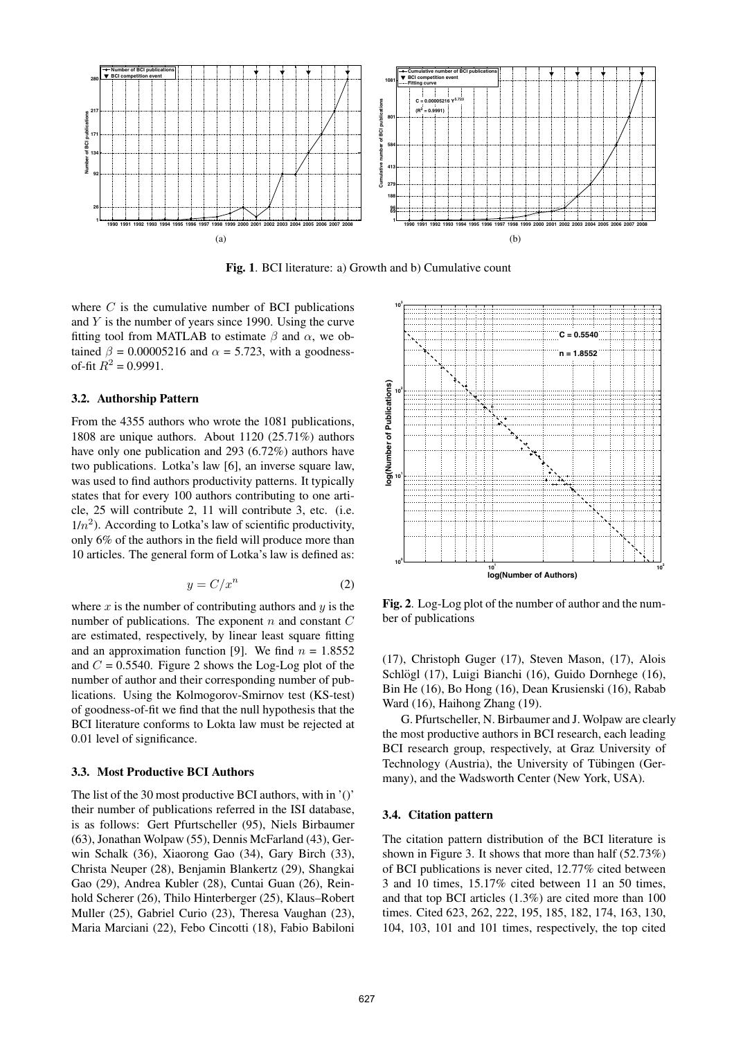Fig. 1. BCI literature: a) Growth and b) Cumulative count

where $C$ is the cumulative number of BCI publications and $Y$ is the number of years since 1990. Using the curve fitting tool from MATLAB to estimate $\beta$ and $\alpha$, we obtained $\beta$ = 0.00005216 and $\alpha$ = 5.723, with a goodness-of-fit $R^2$ = 0.9991.

### 3.2. Authorship Pattern

From the 4355 authors who wrote the 1081 publications, 1808 are unique authors. About 1120 (25.71%) authors have only one publication and 293 (6.72%) authors have two publications. Lotka's law [6], an inverse square law, was used to find authors productivity patterns. It typically states that for every 100 authors contributing to one article, 25 will contribute 2, 11 will contribute 3, etc. (i.e. $1/n^2$). According to Lotka's law of scientific productivity, only 6% of the authors in the field will produce more than 10 articles. The general form of Lotka's law is defined as:

$$y = C/x^n \tag{2}$$

where $x$ is the number of contributing authors and $y$ is the number of publications. The exponent $n$ and constant $C$ are estimated, respectively, by linear least square fitting and an approximation function [9]. We find $n$ = 1.8552 and $C$ = 0.5540. Figure 2 shows the Log-Log plot of the number of author and their corresponding number of publications. Using the Kolmogorov-Smirnov test (KS-test) of goodness-of-fit we find that the null hypothesis that the BCI literature conforms to Lokta law must be rejected at 0.01 level of significance.

Fig. 2. Log-Log plot of the number of author and the number of publications

### 3.3. Most Productive BCI Authors

The list of the 30 most productive BCI authors, with in '()' their number of publications referred in the ISI database, is as follows: Gert Pfurtscheller (95), Niels Birbaumer (63), Jonathan Wolpaw (55), Dennis McFarland (43), Gerwin Schalk (36), Xiaorong Gao (34), Gary Birch (33), Christa Neuper (28), Benjamin Blankertz (29), Shangkai Gao (29), Andrea Kubler (28), Cuntai Guan (26), Reinhold Scherer (26), Thilo Hinterberger (25), Klaus–Robert Muller (25), Gabriel Curio (23), Theresa Vaughan (23), Maria Marciani (22), Febo Cincotti (18), Fabio Babiloni (17), Christoph Guger (17), Steven Mason, (17), Alois Schlögl (17), Luigi Bianchi (16), Guido Dornhege (16), Bin He (16), Bo Hong (16), Dean Krusienski (16), Rabab Ward (16), Haihong Zhang (19).

G. Pfurtscheller, N. Birbaumer and J. Wolpaw are clearly the most productive authors in BCI research, each leading BCI research group, respectively, at Graz University of Technology (Austria), the University of Tübingen (Germany), and the Wadsworth Center (New York, USA).

### 3.4. Citation pattern

The citation pattern distribution of the BCI literature is shown in Figure 3. It shows that more than half (52.73%) of BCI publications is never cited, 12.77% cited between 3 and 10 times, 15.17% cited between 11 an 50 times, and that top BCI articles (1.3%) are cited more than 100 times. Cited 623, 262, 222, 195, 185, 182, 174, 163, 130, 104, 103, 101 and 101 times, respectively, the top cited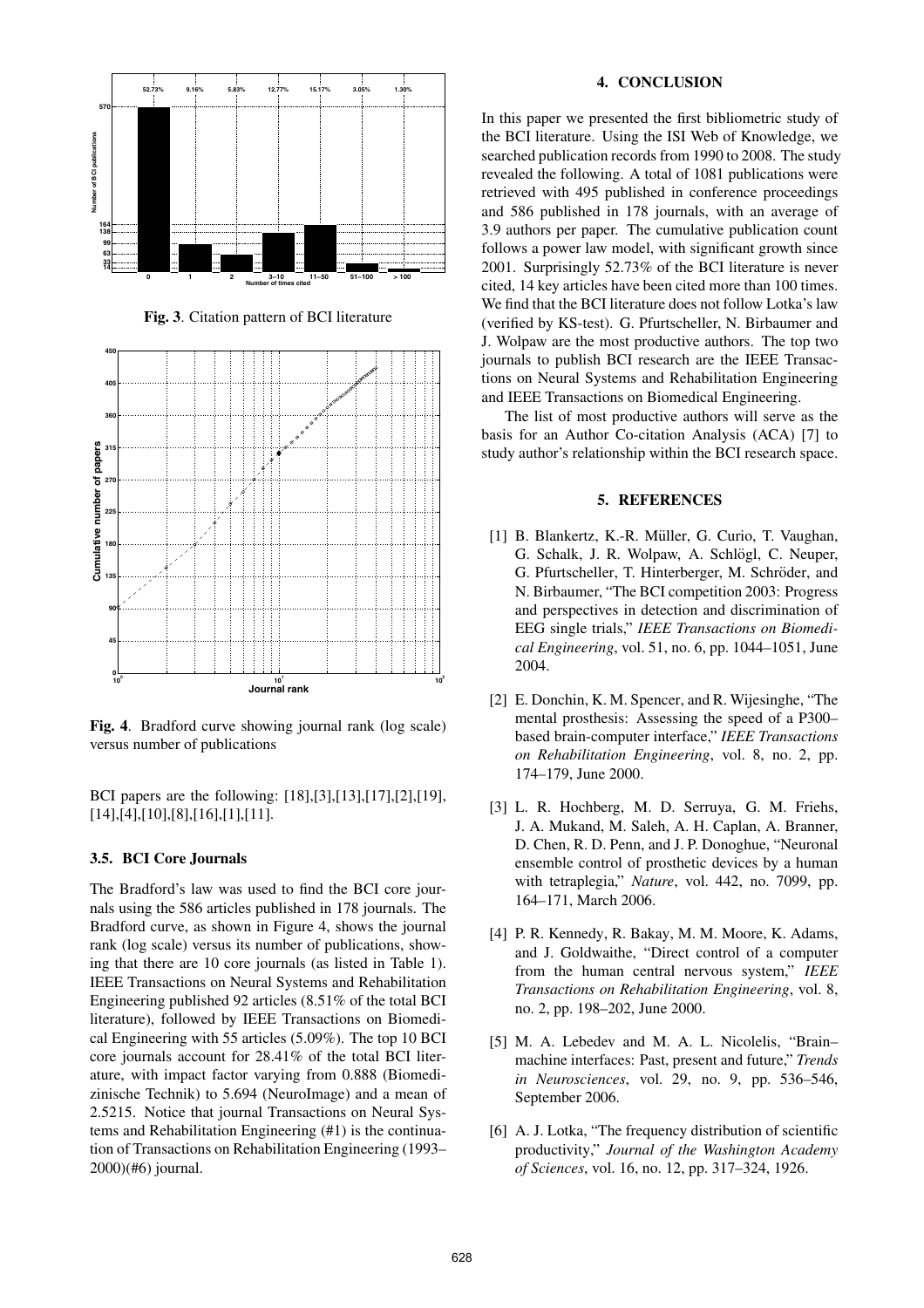**Fig. 3**. Citation pattern of BCI literature

**Fig. 4**. Bradford curve showing journal rank (log scale) versus number of publications

BCI papers are the following: [18],[3],[13],[17],[2],[19], [14],[4],[10],[8],[16],[1],[11].

### 3.5. BCI Core Journals

The Bradford's law was used to find the BCI core journals using the 586 articles published in 178 journals. The Bradford curve, as shown in Figure 4, shows the journal rank (log scale) versus its number of publications, showing that there are 10 core journals (as listed in Table 1). IEEE Transactions on Neural Systems and Rehabilitation Engineering published 92 articles (8.51% of the total BCI literature), followed by IEEE Transactions on Biomedical Engineering with 55 articles (5.09%). The top 10 BCI core journals account for 28.41% of the total BCI literature, with impact factor varying from 0.888 (Biomedizinische Technik) to 5.694 (NeuroImage) and a mean of 2.5215. Notice that journal Transactions on Neural Systems and Rehabilitation Engineering (#1) is the continuation of Transactions on Rehabilitation Engineering (1993–2000)(#6) journal.

## 4. CONCLUSION

In this paper we presented the first bibliometric study of the BCI literature. Using the ISI Web of Knowledge, we searched publication records from 1990 to 2008. The study revealed the following. A total of 1081 publications were retrieved with 495 published in conference proceedings and 586 published in 178 journals, with an average of 3.9 authors per paper. The cumulative publication count follows a power law model, with significant growth since 2001. Surprisingly 52.73% of the BCI literature is never cited, 14 key articles have been cited more than 100 times. We find that the BCI literature does not follow Lotka's law (verified by KS-test). G. Pfurtscheller, N. Birbaumer and J. Wolpaw are the most productive authors. The top two journals to publish BCI research are the IEEE Transactions on Neural Systems and Rehabilitation Engineering and IEEE Transactions on Biomedical Engineering.

The list of most productive authors will serve as the basis for an Author Co-citation Analysis (ACA) [7] to study author's relationship within the BCI research space.

## 5. REFERENCES

[1] B. Blankertz, K.-R. Müller, G. Curio, T. Vaughan, G. Schalk, J. R. Wolpaw, A. Schlögl, C. Neuper, G. Pfurtscheller, T. Hinterberger, M. Schröder, and N. Birbaumer, "The BCI competition 2003: Progress and perspectives in detection and discrimination of EEG single trials," *IEEE Transactions on Biomedical Engineering*, vol. 51, no. 6, pp. 1044–1051, June 2004.

[2] E. Donchin, K. M. Spencer, and R. Wijesinghe, "The mental prosthesis: Assessing the speed of a P300–based brain-computer interface," *IEEE Transactions on Rehabilitation Engineering*, vol. 8, no. 2, pp. 174–179, June 2000.

[3] L. R. Hochberg, M. D. Serruya, G. M. Friehs, J. A. Mukand, M. Saleh, A. H. Caplan, A. Branner, D. Chen, R. D. Penn, and J. P. Donoghue, "Neuronal ensemble control of prosthetic devices by a human with tetraplegia," *Nature*, vol. 442, no. 7099, pp. 164–171, March 2006.

[4] P. R. Kennedy, R. Bakay, M. M. Moore, K. Adams, and J. Goldwaithe, "Direct control of a computer from the human central nervous system," *IEEE Transactions on Rehabilitation Engineering*, vol. 8, no. 2, pp. 198–202, June 2000.

[5] M. A. Lebedev and M. A. L. Nicolelis, "Brain–machine interfaces: Past, present and future," *Trends in Neurosciences*, vol. 29, no. 9, pp. 536–546, September 2006.

[6] A. J. Lotka, "The frequency distribution of scientific productivity," *Journal of the Washington Academy of Sciences*, vol. 16, no. 12, pp. 317–324, 1926.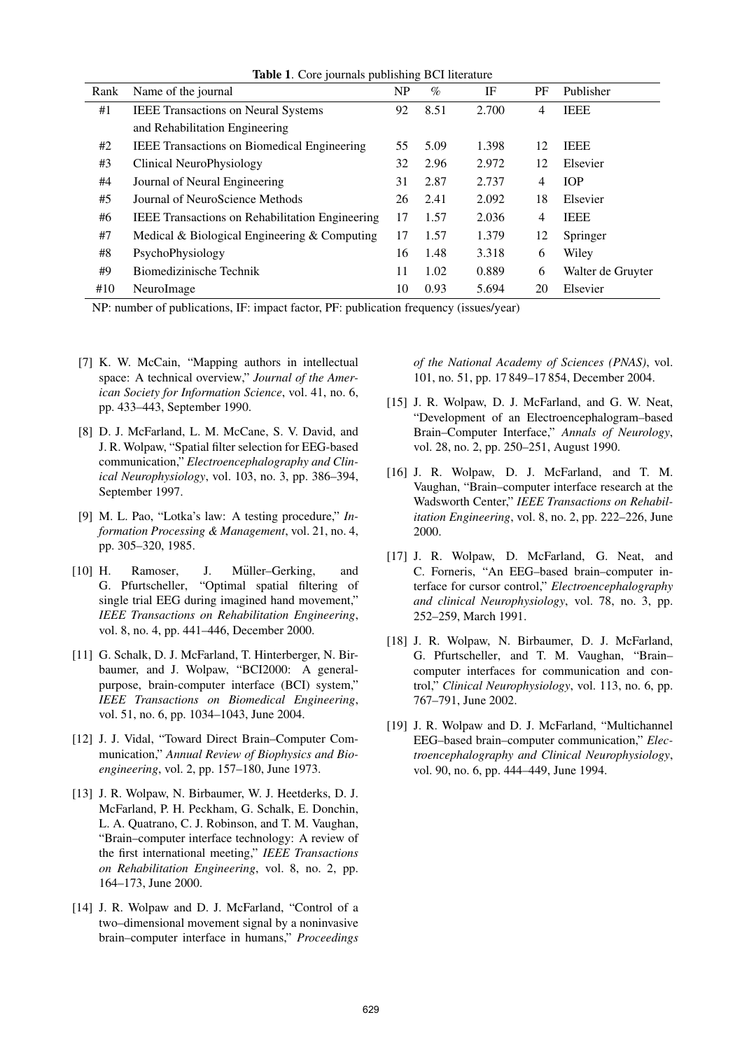**Table 1**. Core journals publishing BCI literature

| Rank | Name of the journal | NP | % | IF | PF | Publisher |
|---|---|---|---|---|---|---|
| #1 | IEEE Transactions on Neural Systems and Rehabilitation Engineering | 92 | 8.51 | 2.700 | 4 | IEEE |
| #2 | IEEE Transactions on Biomedical Engineering | 55 | 5.09 | 1.398 | 12 | IEEE |
| #3 | Clinical NeuroPhysiology | 32 | 2.96 | 2.972 | 12 | Elsevier |
| #4 | Journal of Neural Engineering | 31 | 2.87 | 2.737 | 4 | IOP |
| #5 | Journal of NeuroScience Methods | 26 | 2.41 | 2.092 | 18 | Elsevier |
| #6 | IEEE Transactions on Rehabilitation Engineering | 17 | 1.57 | 2.036 | 4 | IEEE |
| #7 | Medical & Biological Engineering & Computing | 17 | 1.57 | 1.379 | 12 | Springer |
| #8 | PsychoPhysiology | 16 | 1.48 | 3.318 | 6 | Wiley |
| #9 | Biomedizinische Technik | 11 | 1.02 | 0.889 | 6 | Walter de Gruyter |
| #10 | NeuroImage | 10 | 0.93 | 5.694 | 20 | Elsevier |

NP: number of publications, IF: impact factor, PF: publication frequency (issues/year)

[7] K. W. McCain, "Mapping authors in intellectual space: A technical overview," *Journal of the American Society for Information Science*, vol. 41, no. 6, pp. 433–443, September 1990.

[8] D. J. McFarland, L. M. McCane, S. V. David, and J. R. Wolpaw, "Spatial filter selection for EEG-based communication," *Electroencephalography and Clinical Neurophysiology*, vol. 103, no. 3, pp. 386–394, September 1997.

[9] M. L. Pao, "Lotka's law: A testing procedure," *Information Processing & Management*, vol. 21, no. 4, pp. 305–320, 1985.

[10] H. Ramoser, J. Müller–Gerking, and G. Pfurtscheller, "Optimal spatial filtering of single trial EEG during imagined hand movement," *IEEE Transactions on Rehabilitation Engineering*, vol. 8, no. 4, pp. 441–446, December 2000.

[11] G. Schalk, D. J. McFarland, T. Hinterberger, N. Birbaumer, and J. Wolpaw, "BCI2000: A general-purpose, brain-computer interface (BCI) system," *IEEE Transactions on Biomedical Engineering*, vol. 51, no. 6, pp. 1034–1043, June 2004.

[12] J. J. Vidal, "Toward Direct Brain–Computer Communication," *Annual Review of Biophysics and Bioengineering*, vol. 2, pp. 157–180, June 1973.

[13] J. R. Wolpaw, N. Birbaumer, W. J. Heetderks, D. J. McFarland, P. H. Peckham, G. Schalk, E. Donchin, L. A. Quatrano, C. J. Robinson, and T. M. Vaughan, "Brain–computer interface technology: A review of the first international meeting," *IEEE Transactions on Rehabilitation Engineering*, vol. 8, no. 2, pp. 164–173, June 2000.

[14] J. R. Wolpaw and D. J. McFarland, "Control of a two–dimensional movement signal by a noninvasive brain–computer interface in humans," *Proceedings of the National Academy of Sciences (PNAS)*, vol. 101, no. 51, pp. 17 849–17 854, December 2004.

[15] J. R. Wolpaw, D. J. McFarland, and G. W. Neat, "Development of an Electroencephalogram–based Brain–Computer Interface," *Annals of Neurology*, vol. 28, no. 2, pp. 250–251, August 1990.

[16] J. R. Wolpaw, D. J. McFarland, and T. M. Vaughan, "Brain–computer interface research at the Wadsworth Center," *IEEE Transactions on Rehabilitation Engineering*, vol. 8, no. 2, pp. 222–226, June 2000.

[17] J. R. Wolpaw, D. McFarland, G. Neat, and C. Forneris, "An EEG–based brain–computer interface for cursor control," *Electroencephalography and clinical Neurophysiology*, vol. 78, no. 3, pp. 252–259, March 1991.

[18] J. R. Wolpaw, N. Birbaumer, D. J. McFarland, G. Pfurtscheller, and T. M. Vaughan, "Brain–computer interfaces for communication and control," *Clinical Neurophysiology*, vol. 113, no. 6, pp. 767–791, June 2002.

[19] J. R. Wolpaw and D. J. McFarland, "Multichannel EEG–based brain–computer communication," *Electroencephalography and Clinical Neurophysiology*, vol. 90, no. 6, pp. 444–449, June 1994.